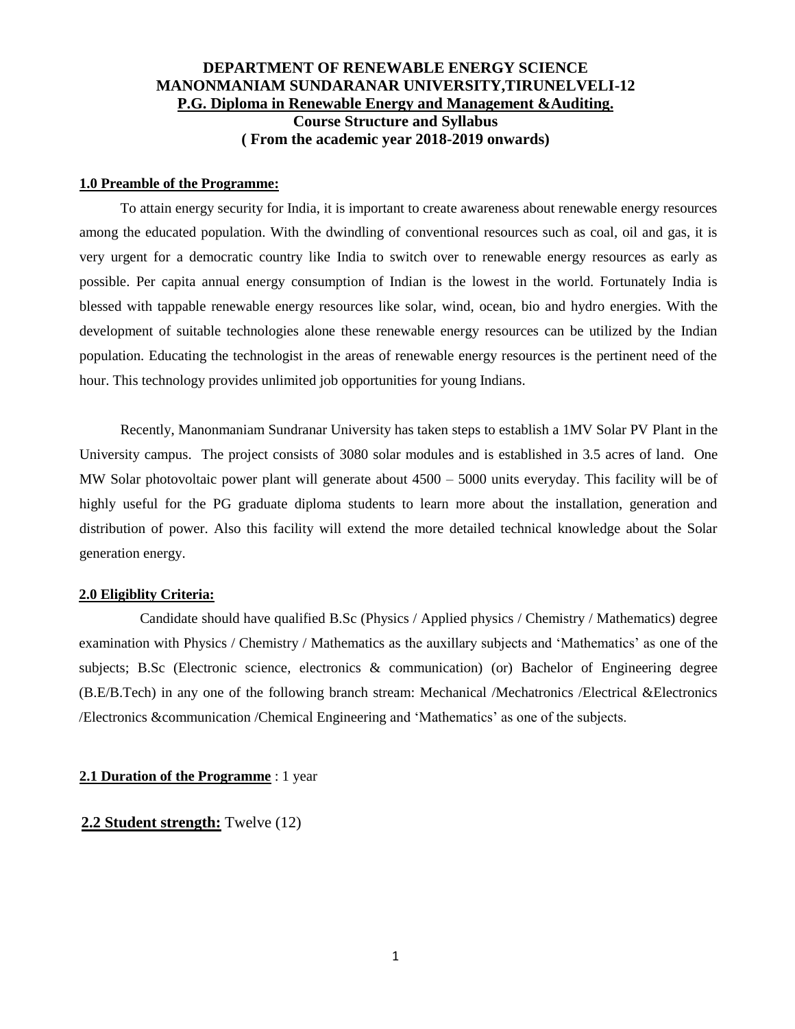# DEPARTMENT OF RENEWABLE ENERGY SCIENCE
# MANONMANIAM SUNDARANAR UNIVERSITY,TIRUNELVELI-12
## P.G. Diploma in Renewable Energy and Management &Auditing.
## Course Structure and Syllabus
## ( From the academic year 2018-2019 onwards)

### 1.0 Preamble of the Programme:

To attain energy security for India, it is important to create awareness about renewable energy resources among the educated population. With the dwindling of conventional resources such as coal, oil and gas, it is very urgent for a democratic country like India to switch over to renewable energy resources as early as possible. Per capita annual energy consumption of Indian is the lowest in the world. Fortunately India is blessed with tappable renewable energy resources like solar, wind, ocean, bio and hydro energies. With the development of suitable technologies alone these renewable energy resources can be utilized by the Indian population. Educating the technologist in the areas of renewable energy resources is the pertinent need of the hour. This technology provides unlimited job opportunities for young Indians.

Recently, Manonmaniam Sundranar University has taken steps to establish a 1MV Solar PV Plant in the University campus. The project consists of 3080 solar modules and is established in 3.5 acres of land. One MW Solar photovoltaic power plant will generate about 4500 – 5000 units everyday. This facility will be of highly useful for the PG graduate diploma students to learn more about the installation, generation and distribution of power. Also this facility will extend the more detailed technical knowledge about the Solar generation energy.

### 2.0 Eligiblity Criteria:

Candidate should have qualified B.Sc (Physics / Applied physics / Chemistry / Mathematics) degree examination with Physics / Chemistry / Mathematics as the auxillary subjects and 'Mathematics' as one of the subjects; B.Sc (Electronic science, electronics & communication) (or) Bachelor of Engineering degree (B.E/B.Tech) in any one of the following branch stream: Mechanical /Mechatronics /Electrical &Electronics /Electronics &communication /Chemical Engineering and 'Mathematics' as one of the subjects.

**2.1 Duration of the Programme** : 1 year

**2.2 Student strength:** Twelve (12)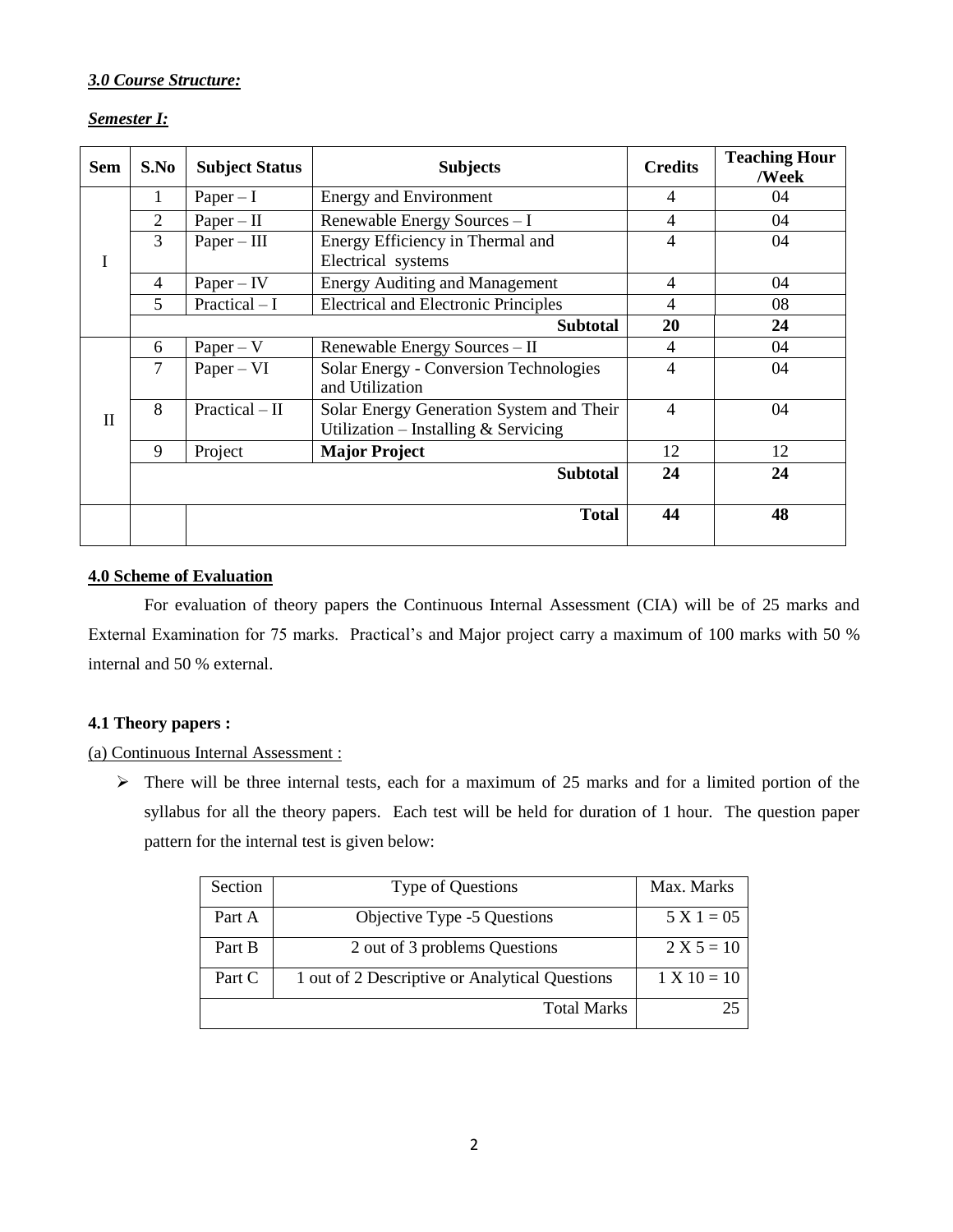### *3.0 Course Structure:*

*Semester I:*

| Sem | S.No | Subject Status | Subjects | Credits | Teaching Hour /Week |
|---|---|---|---|---|---|
| I | 1 | Paper – I | Energy and Environment | 4 | 04 |
| | 2 | Paper – II | Renewable Energy Sources – I | 4 | 04 |
| | 3 | Paper – III | Energy Efficiency in Thermal and Electrical systems | 4 | 04 |
| | 4 | Paper – IV | Energy Auditing and Management | 4 | 04 |
| | 5 | Practical – I | Electrical and Electronic Principles | 4 | 08 |
| | | | **Subtotal** | **20** | **24** |
| II | 6 | Paper – V | Renewable Energy Sources – II | 4 | 04 |
| | 7 | Paper – VI | Solar Energy - Conversion Technologies and Utilization | 4 | 04 |
| | 8 | Practical – II | Solar Energy Generation System and Their Utilization – Installing & Servicing | 4 | 04 |
| | 9 | Project | **Major Project** | 12 | 12 |
| | | | **Subtotal** | **24** | **24** |
| | | | **Total** | **44** | **48** |

### 4.0 Scheme of Evaluation

For evaluation of theory papers the Continuous Internal Assessment (CIA) will be of 25 marks and External Examination for 75 marks. Practical's and Major project carry a maximum of 100 marks with 50 % internal and 50 % external.

#### 4.1 Theory papers :

(a) Continuous Internal Assessment :

- There will be three internal tests, each for a maximum of 25 marks and for a limited portion of the syllabus for all the theory papers. Each test will be held for duration of 1 hour. The question paper pattern for the internal test is given below:

| Section | Type of Questions | Max. Marks |
|---|---|---|
| Part A | Objective Type -5 Questions | 5 X 1 = 05 |
| Part B | 2 out of 3 problems Questions | 2 X 5 = 10 |
| Part C | 1 out of 2 Descriptive or Analytical Questions | 1 X 10 = 10 |
| | Total Marks | 25 |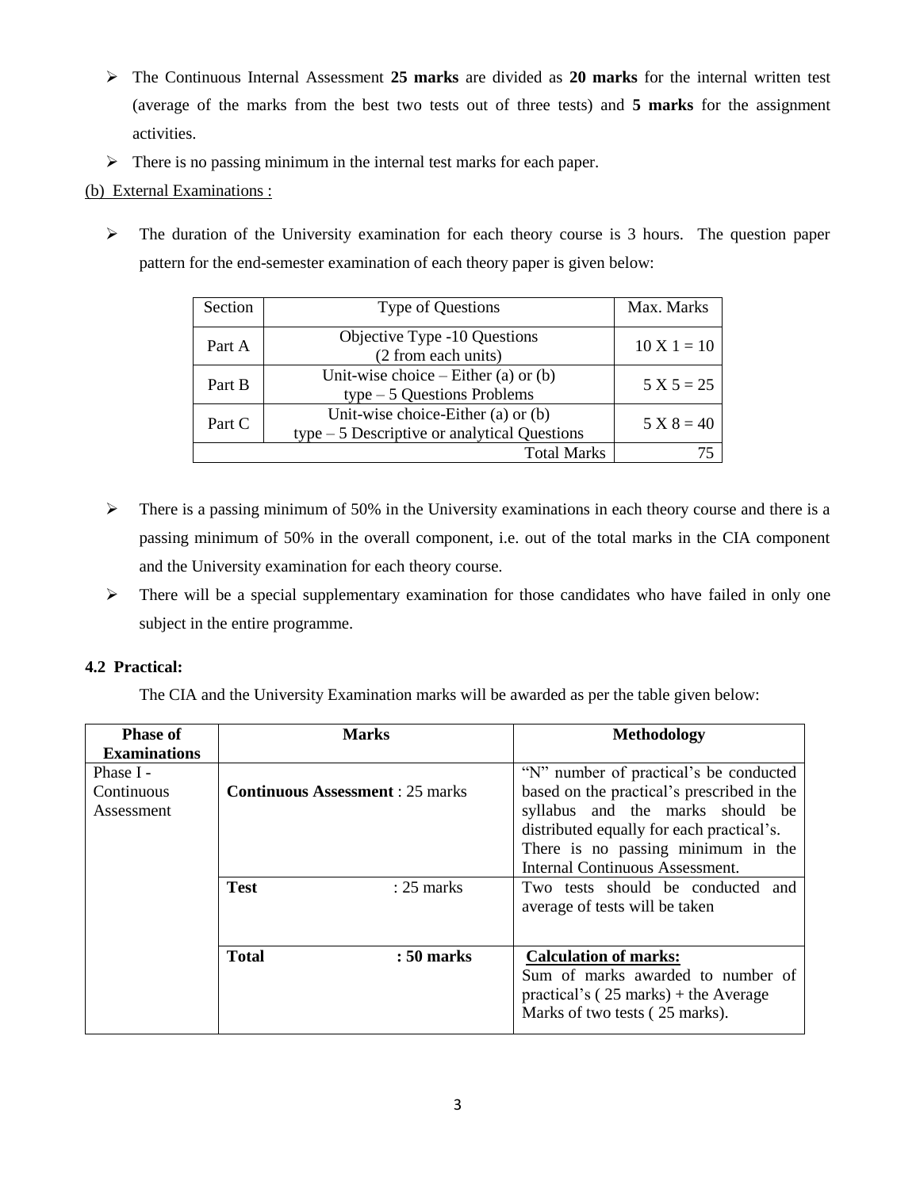- The Continuous Internal Assessment **25 marks** are divided as **20 marks** for the internal written test (average of the marks from the best two tests out of three tests) and **5 marks** for the assignment activities.
- There is no passing minimum in the internal test marks for each paper.

(b) External Examinations :

- The duration of the University examination for each theory course is 3 hours. The question paper pattern for the end-semester examination of each theory paper is given below:

| Section | Type of Questions | Max. Marks |
|---|---|---|
| Part A | Objective Type -10 Questions (2 from each units) | 10 X 1 = 10 |
| Part B | Unit-wise choice – Either (a) or (b) type – 5 Questions Problems | 5 X 5 = 25 |
| Part C | Unit-wise choice-Either (a) or (b) type – 5 Descriptive or analytical Questions | 5 X 8 = 40 |
| | Total Marks | 75 |

- There is a passing minimum of 50% in the University examinations in each theory course and there is a passing minimum of 50% in the overall component, i.e. out of the total marks in the CIA component and the University examination for each theory course.
- There will be a special supplementary examination for those candidates who have failed in only one subject in the entire programme.

**4.2 Practical:**

The CIA and the University Examination marks will be awarded as per the table given below:

| Phase of Examinations | Marks | Methodology |
|---|---|---|
| Phase I - Continuous Assessment | **Continuous Assessment** : 25 marks | "N" number of practical's be conducted based on the practical's prescribed in the syllabus and the marks should be distributed equally for each practical's. There is no passing minimum in the Internal Continuous Assessment. |
| | **Test** : 25 marks | Two tests should be conducted and average of tests will be taken |
| | **Total** **: 50 marks** | **Calculation of marks:** Sum of marks awarded to number of practical's ( 25 marks) + the Average Marks of two tests ( 25 marks). |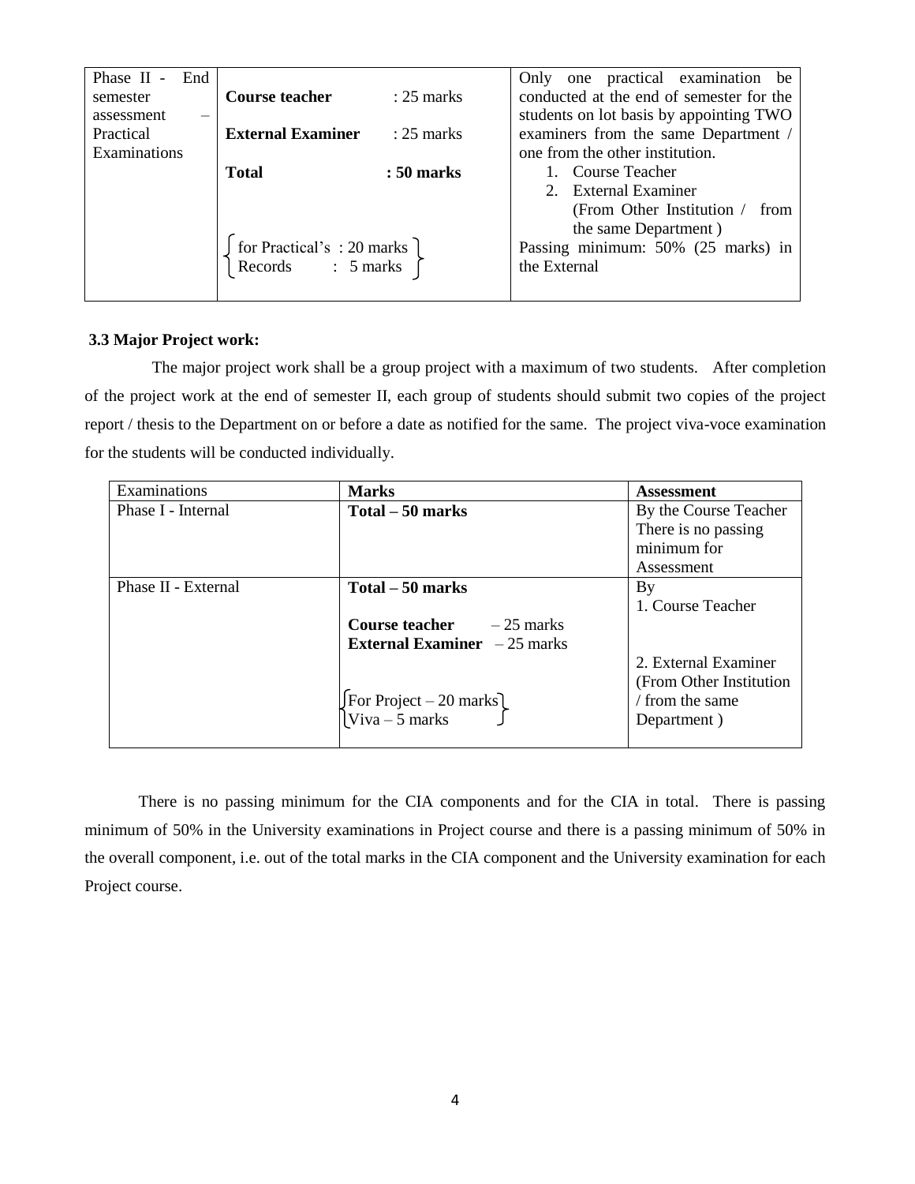| Phase II - End semester assessment – Practical Examinations | **Course teacher** : 25 marks<br>**External Examiner** : 25 marks<br>**Total** : **50 marks**<br><br>{ for Practical's : 20 marks<br>Records : 5 marks } | Only one practical examination be conducted at the end of semester for the students on lot basis by appointing TWO examiners from the same Department / one from the other institution.<br>1. Course Teacher<br>2. External Examiner (From Other Institution / from the same Department )<br>Passing minimum: 50% (25 marks) in the External |
|---|---|---|

### 3.3 Major Project work:

The major project work shall be a group project with a maximum of two students. After completion of the project work at the end of semester II, each group of students should submit two copies of the project report / thesis to the Department on or before a date as notified for the same. The project viva-voce examination for the students will be conducted individually.

| Examinations | **Marks** | **Assessment** |
|---|---|---|
| Phase I - Internal | **Total – 50 marks** | By the Course Teacher There is no passing minimum for Assessment |
| Phase II - External | **Total – 50 marks**<br><br>**Course teacher** – 25 marks<br>**External Examiner** – 25 marks<br><br>{For Project – 20 marks<br>Viva – 5 marks } | By<br>1. Course Teacher<br><br>2. External Examiner (From Other Institution / from the same Department ) |

There is no passing minimum for the CIA components and for the CIA in total. There is passing minimum of 50% in the University examinations in Project course and there is a passing minimum of 50% in the overall component, i.e. out of the total marks in the CIA component and the University examination for each Project course.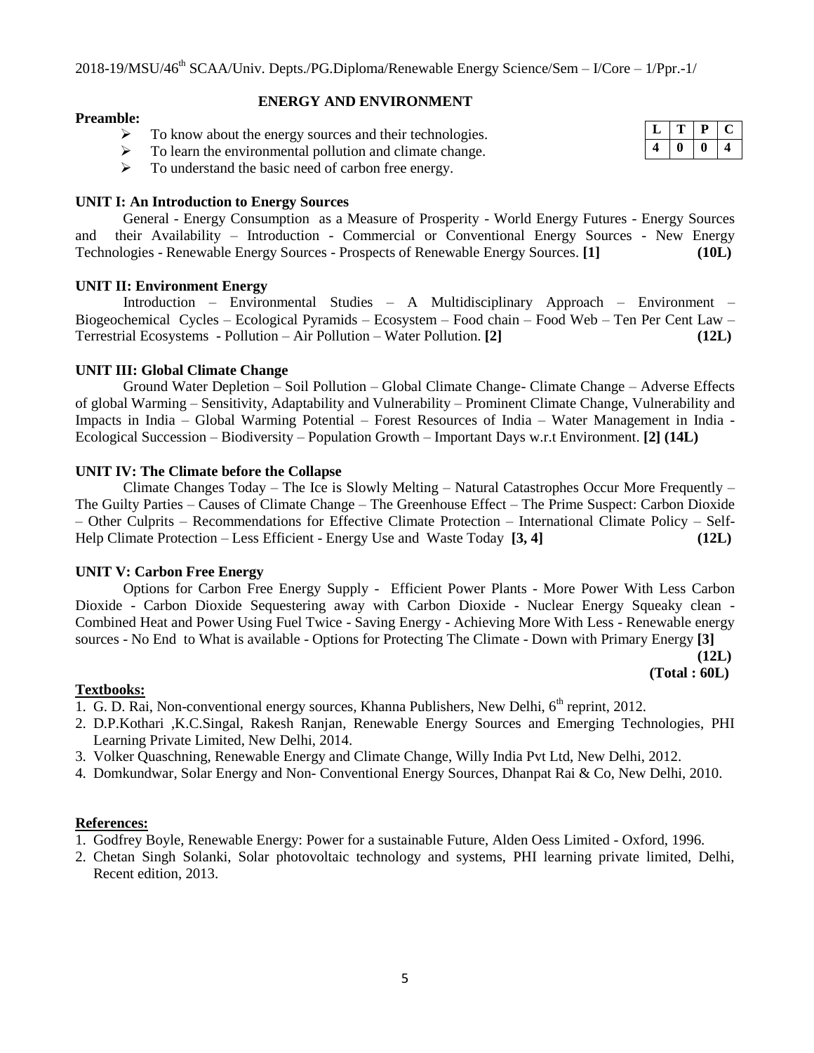2018-19/MSU/46th SCAA/Univ. Depts./PG.Diploma/Renewable Energy Science/Sem – I/Core – 1/Ppr.-1/

## ENERGY AND ENVIRONMENT

| L | T | P | C |
|---|---|---|---|
| 4 | 0 | 0 | 4 |

**Preamble:**

- To know about the energy sources and their technologies.
- To learn the environmental pollution and climate change.
- To understand the basic need of carbon free energy.

**UNIT I: An Introduction to Energy Sources**

General - Energy Consumption as a Measure of Prosperity - World Energy Futures - Energy Sources and their Availability – Introduction - Commercial or Conventional Energy Sources - New Energy Technologies - Renewable Energy Sources - Prospects of Renewable Energy Sources. **[1]** **(10L)**

**UNIT II: Environment Energy**

Introduction – Environmental Studies – A Multidisciplinary Approach – Environment – Biogeochemical Cycles – Ecological Pyramids – Ecosystem – Food chain – Food Web – Ten Per Cent Law – Terrestrial Ecosystems - Pollution – Air Pollution – Water Pollution. **[2]** **(12L)**

**UNIT III: Global Climate Change**

Ground Water Depletion – Soil Pollution – Global Climate Change- Climate Change – Adverse Effects of global Warming – Sensitivity, Adaptability and Vulnerability – Prominent Climate Change, Vulnerability and Impacts in India – Global Warming Potential – Forest Resources of India – Water Management in India - Ecological Succession – Biodiversity – Population Growth – Important Days w.r.t Environment. **[2] (14L)**

**UNIT IV: The Climate before the Collapse**

Climate Changes Today – The Ice is Slowly Melting – Natural Catastrophes Occur More Frequently – The Guilty Parties – Causes of Climate Change – The Greenhouse Effect – The Prime Suspect: Carbon Dioxide – Other Culprits – Recommendations for Effective Climate Protection – International Climate Policy – Self-Help Climate Protection – Less Efficient - Energy Use and Waste Today **[3, 4]** **(12L)**

**UNIT V: Carbon Free Energy**

Options for Carbon Free Energy Supply - Efficient Power Plants - More Power With Less Carbon Dioxide - Carbon Dioxide Sequestering away with Carbon Dioxide - Nuclear Energy Squeaky clean - Combined Heat and Power Using Fuel Twice - Saving Energy - Achieving More With Less - Renewable energy sources - No End to What is available - Options for Protecting The Climate - Down with Primary Energy **[3]**

**(12L)**

**(Total : 60L)**

**Textbooks:**

1. G. D. Rai, Non-conventional energy sources, Khanna Publishers, New Delhi, 6th reprint, 2012.
2. D.P.Kothari ,K.C.Singal, Rakesh Ranjan, Renewable Energy Sources and Emerging Technologies, PHI Learning Private Limited, New Delhi, 2014.
3. Volker Quaschning, Renewable Energy and Climate Change, Willy India Pvt Ltd, New Delhi, 2012.
4. Domkundwar, Solar Energy and Non- Conventional Energy Sources, Dhanpat Rai & Co, New Delhi, 2010.

**References:**

1. Godfrey Boyle, Renewable Energy: Power for a sustainable Future, Alden Oess Limited - Oxford, 1996.
2. Chetan Singh Solanki, Solar photovoltaic technology and systems, PHI learning private limited, Delhi, Recent edition, 2013.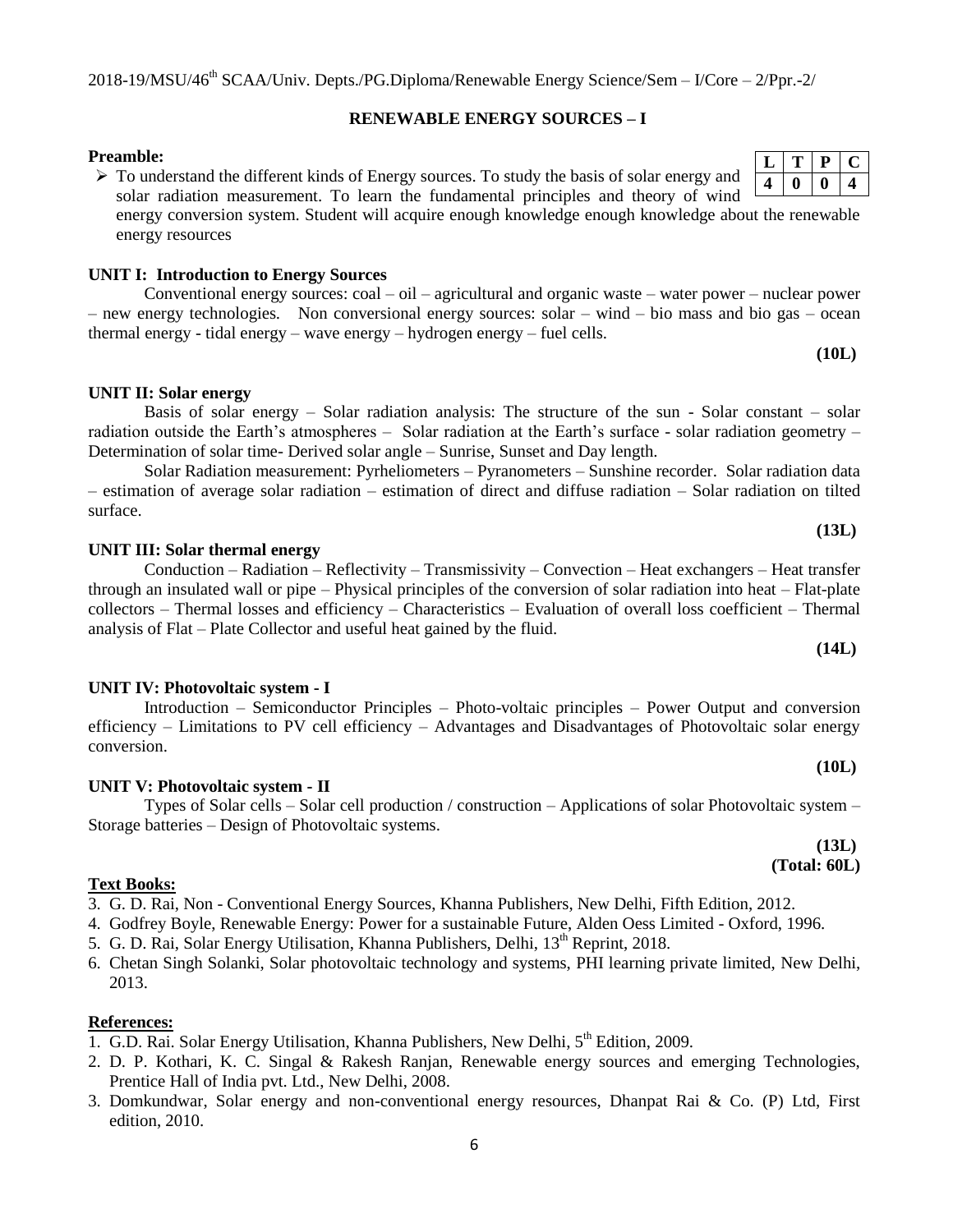2018-19/MSU/46th SCAA/Univ. Depts./PG.Diploma/Renewable Energy Science/Sem – I/Core – 2/Ppr.-2/

## RENEWABLE ENERGY SOURCES – I

| L | T | P | C |
|---|---|---|---|
| 4 | 0 | 0 | 4 |

**Preamble:**

- To understand the different kinds of Energy sources. To study the basis of solar energy and solar radiation measurement. To learn the fundamental principles and theory of wind energy conversion system. Student will acquire enough knowledge enough knowledge about the renewable energy resources

**UNIT I: Introduction to Energy Sources**

Conventional energy sources: coal – oil – agricultural and organic waste – water power – nuclear power – new energy technologies. Non conversional energy sources: solar – wind – bio mass and bio gas – ocean thermal energy - tidal energy – wave energy – hydrogen energy – fuel cells.

**(10L)**

**UNIT II: Solar energy**

Basis of solar energy – Solar radiation analysis: The structure of the sun - Solar constant – solar radiation outside the Earth's atmospheres – Solar radiation at the Earth's surface - solar radiation geometry – Determination of solar time- Derived solar angle – Sunrise, Sunset and Day length.

Solar Radiation measurement: Pyrheliometers – Pyranometers – Sunshine recorder. Solar radiation data – estimation of average solar radiation – estimation of direct and diffuse radiation – Solar radiation on tilted surface.

**(13L)**

**UNIT III: Solar thermal energy**

Conduction – Radiation – Reflectivity – Transmissivity – Convection – Heat exchangers – Heat transfer through an insulated wall or pipe – Physical principles of the conversion of solar radiation into heat – Flat-plate collectors – Thermal losses and efficiency – Characteristics – Evaluation of overall loss coefficient – Thermal analysis of Flat – Plate Collector and useful heat gained by the fluid.

**(14L)**

**UNIT IV: Photovoltaic system - I**

Introduction – Semiconductor Principles – Photo-voltaic principles – Power Output and conversion efficiency – Limitations to PV cell efficiency – Advantages and Disadvantages of Photovoltaic solar energy conversion.

**(10L)**

**UNIT V: Photovoltaic system - II**

Types of Solar cells – Solar cell production / construction – Applications of solar Photovoltaic system – Storage batteries – Design of Photovoltaic systems.

**(13L)**
**(Total: 60L)**

**Text Books:**

3. G. D. Rai, Non - Conventional Energy Sources, Khanna Publishers, New Delhi, Fifth Edition, 2012.
4. Godfrey Boyle, Renewable Energy: Power for a sustainable Future, Alden Oess Limited - Oxford, 1996.
5. G. D. Rai, Solar Energy Utilisation, Khanna Publishers, Delhi, 13th Reprint, 2018.
6. Chetan Singh Solanki, Solar photovoltaic technology and systems, PHI learning private limited, New Delhi, 2013.

**References:**

1. G.D. Rai. Solar Energy Utilisation, Khanna Publishers, New Delhi, 5th Edition, 2009.
2. D. P. Kothari, K. C. Singal & Rakesh Ranjan, Renewable energy sources and emerging Technologies, Prentice Hall of India pvt. Ltd., New Delhi, 2008.
3. Domkundwar, Solar energy and non-conventional energy resources, Dhanpat Rai & Co. (P) Ltd, First edition, 2010.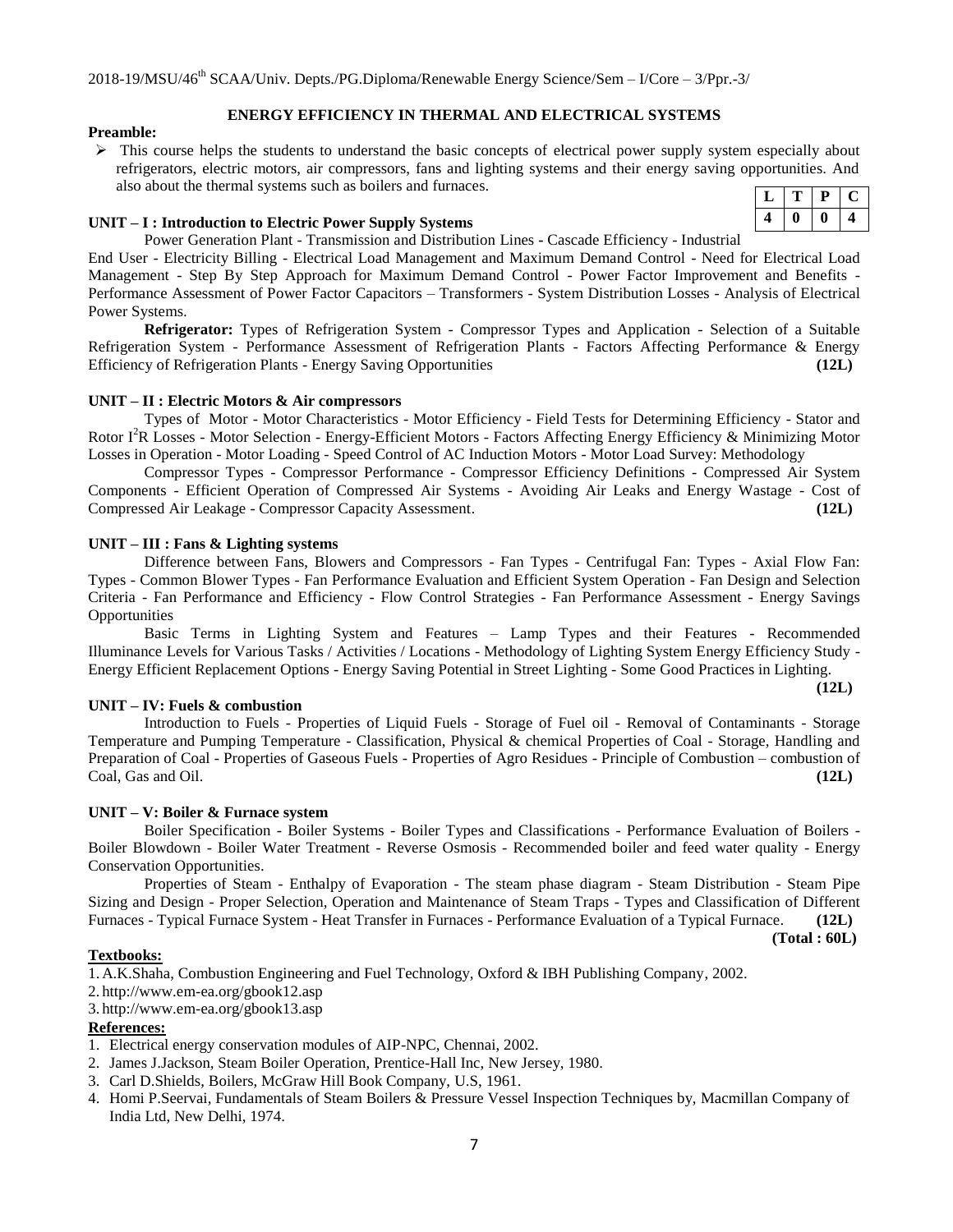2018-19/MSU/46[th] SCAA/Univ. Depts./PG.Diploma/Renewable Energy Science/Sem – I/Core – 3/Ppr.-3/

## ENERGY EFFICIENCY IN THERMAL AND ELECTRICAL SYSTEMS

**Preamble:**

- This course helps the students to understand the basic concepts of electrical power supply system especially about refrigerators, electric motors, air compressors, fans and lighting systems and their energy saving opportunities. And also about the thermal systems such as boilers and furnaces.

| L | T | P | C |
|---|---|---|---|
| 4 | 0 | 0 | 4 |

**UNIT – I : Introduction to Electric Power Supply Systems**

Power Generation Plant - Transmission and Distribution Lines - Cascade Efficiency - Industrial End User - Electricity Billing - Electrical Load Management and Maximum Demand Control - Need for Electrical Load Management - Step By Step Approach for Maximum Demand Control - Power Factor Improvement and Benefits - Performance Assessment of Power Factor Capacitors – Transformers - System Distribution Losses - Analysis of Electrical Power Systems.

**Refrigerator:** Types of Refrigeration System - Compressor Types and Application - Selection of a Suitable Refrigeration System - Performance Assessment of Refrigeration Plants - Factors Affecting Performance & Energy Efficiency of Refrigeration Plants - Energy Saving Opportunities **(12L)**

**UNIT – II : Electric Motors & Air compressors**

Types of Motor - Motor Characteristics - Motor Efficiency - Field Tests for Determining Efficiency - Stator and Rotor $I^2R$ Losses - Motor Selection - Energy-Efficient Motors - Factors Affecting Energy Efficiency & Minimizing Motor Losses in Operation - Motor Loading - Speed Control of AC Induction Motors - Motor Load Survey: Methodology

Compressor Types - Compressor Performance - Compressor Efficiency Definitions - Compressed Air System Components - Efficient Operation of Compressed Air Systems - Avoiding Air Leaks and Energy Wastage - Cost of Compressed Air Leakage - Compressor Capacity Assessment. **(12L)**

**UNIT – III : Fans & Lighting systems**

Difference between Fans, Blowers and Compressors - Fan Types - Centrifugal Fan: Types - Axial Flow Fan: Types - Common Blower Types - Fan Performance Evaluation and Efficient System Operation - Fan Design and Selection Criteria - Fan Performance and Efficiency - Flow Control Strategies - Fan Performance Assessment - Energy Savings Opportunities

Basic Terms in Lighting System and Features – Lamp Types and their Features - Recommended Illuminance Levels for Various Tasks / Activities / Locations - Methodology of Lighting System Energy Efficiency Study - Energy Efficient Replacement Options - Energy Saving Potential in Street Lighting - Some Good Practices in Lighting. **(12L)**

**UNIT – IV: Fuels & combustion**

Introduction to Fuels - Properties of Liquid Fuels - Storage of Fuel oil - Removal of Contaminants - Storage Temperature and Pumping Temperature - Classification, Physical & chemical Properties of Coal - Storage, Handling and Preparation of Coal - Properties of Gaseous Fuels - Properties of Agro Residues - Principle of Combustion – combustion of Coal, Gas and Oil. **(12L)**

**UNIT – V: Boiler & Furnace system**

Boiler Specification - Boiler Systems - Boiler Types and Classifications - Performance Evaluation of Boilers - Boiler Blowdown - Boiler Water Treatment - Reverse Osmosis - Recommended boiler and feed water quality - Energy Conservation Opportunities.

Properties of Steam - Enthalpy of Evaporation - The steam phase diagram - Steam Distribution - Steam Pipe Sizing and Design - Proper Selection, Operation and Maintenance of Steam Traps - Types and Classification of Different Furnaces - Typical Furnace System - Heat Transfer in Furnaces - Performance Evaluation of a Typical Furnace. **(12L)**

**(Total : 60L)**

**Textbooks:**

1. A.K.Shaha, Combustion Engineering and Fuel Technology, Oxford & IBH Publishing Company, 2002.
2. http://www.em-ea.org/gbook12.asp
3. http://www.em-ea.org/gbook13.asp

**References:**

1. Electrical energy conservation modules of AIP-NPC, Chennai, 2002.
2. James J.Jackson, Steam Boiler Operation, Prentice-Hall Inc, New Jersey, 1980.
3. Carl D.Shields, Boilers, McGraw Hill Book Company, U.S, 1961.
4. Homi P.Seervai, Fundamentals of Steam Boilers & Pressure Vessel Inspection Techniques by, Macmillan Company of India Ltd, New Delhi, 1974.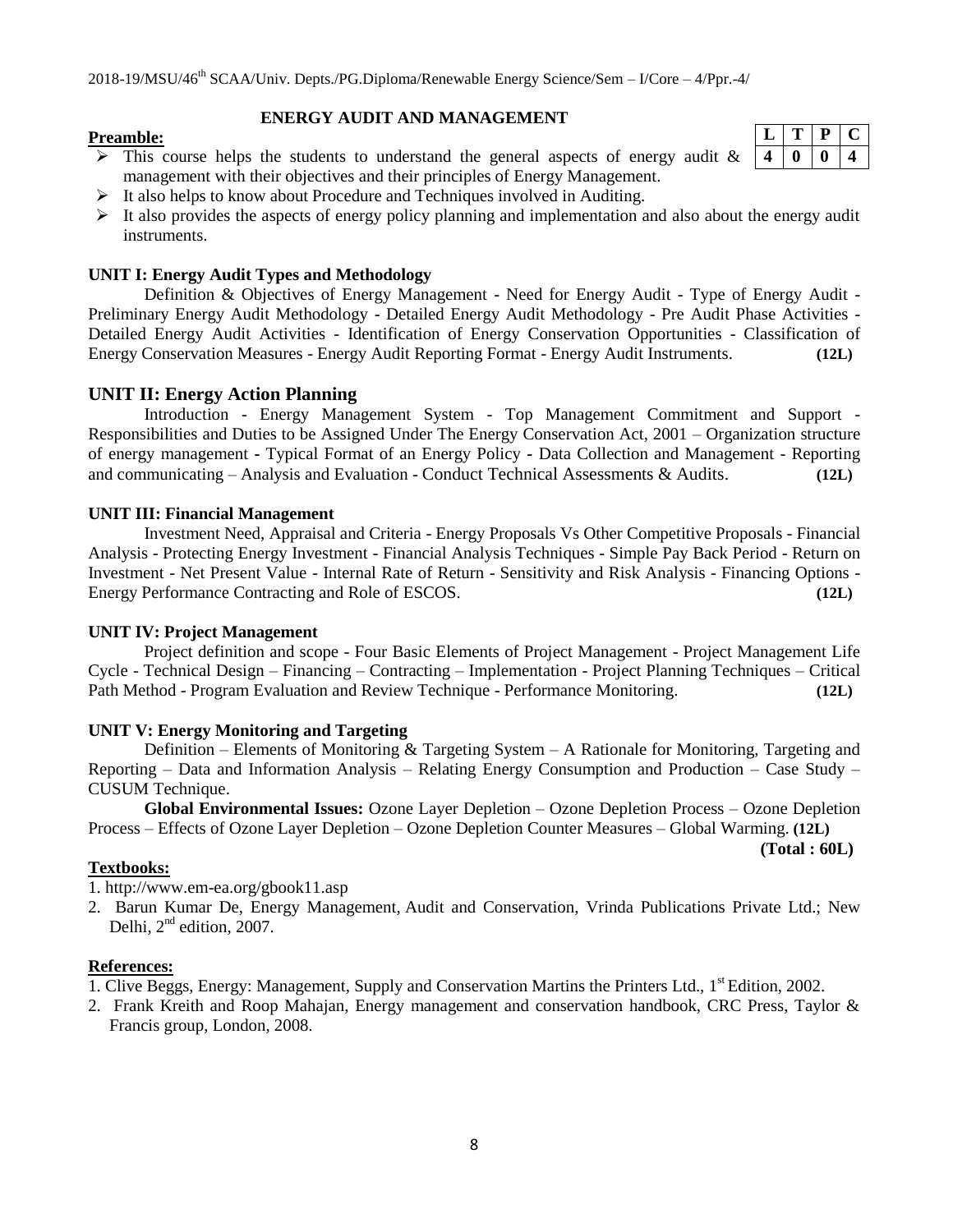2018-19/MSU/46th SCAA/Univ. Depts./PG.Diploma/Renewable Energy Science/Sem – I/Core – 4/Ppr.-4/

## ENERGY AUDIT AND MANAGEMENT

| L | T | P | C |
|---|---|---|---|
| 4 | 0 | 0 | 4 |

**Preamble:**

- This course helps the students to understand the general aspects of energy audit & management with their objectives and their principles of Energy Management.
- It also helps to know about Procedure and Techniques involved in Auditing.
- It also provides the aspects of energy policy planning and implementation and also about the energy audit instruments.

**UNIT I: Energy Audit Types and Methodology**

Definition & Objectives of Energy Management - Need for Energy Audit - Type of Energy Audit - Preliminary Energy Audit Methodology - Detailed Energy Audit Methodology - Pre Audit Phase Activities - Detailed Energy Audit Activities - Identification of Energy Conservation Opportunities - Classification of Energy Conservation Measures - Energy Audit Reporting Format - Energy Audit Instruments. **(12L)**

**UNIT II: Energy Action Planning**

Introduction - Energy Management System - Top Management Commitment and Support - Responsibilities and Duties to be Assigned Under The Energy Conservation Act, 2001 – Organization structure of energy management - Typical Format of an Energy Policy - Data Collection and Management - Reporting and communicating – Analysis and Evaluation - Conduct Technical Assessments & Audits. **(12L)**

**UNIT III: Financial Management**

Investment Need, Appraisal and Criteria - Energy Proposals Vs Other Competitive Proposals - Financial Analysis - Protecting Energy Investment - Financial Analysis Techniques - Simple Pay Back Period - Return on Investment - Net Present Value - Internal Rate of Return - Sensitivity and Risk Analysis - Financing Options - Energy Performance Contracting and Role of ESCOS. **(12L)**

**UNIT IV: Project Management**

Project definition and scope - Four Basic Elements of Project Management - Project Management Life Cycle - Technical Design – Financing – Contracting – Implementation - Project Planning Techniques – Critical Path Method - Program Evaluation and Review Technique - Performance Monitoring. **(12L)**

**UNIT V: Energy Monitoring and Targeting**

Definition – Elements of Monitoring & Targeting System – A Rationale for Monitoring, Targeting and Reporting – Data and Information Analysis – Relating Energy Consumption and Production – Case Study – CUSUM Technique.

**Global Environmental Issues:** Ozone Layer Depletion – Ozone Depletion Process – Ozone Depletion Process – Effects of Ozone Layer Depletion – Ozone Depletion Counter Measures – Global Warming. **(12L)**

**(Total : 60L)**

**Textbooks:**

1. http://www.em-ea.org/gbook11.asp
2. Barun Kumar De, Energy Management, Audit and Conservation, Vrinda Publications Private Ltd.; New Delhi, 2nd edition, 2007.

**References:**

1. Clive Beggs, Energy: Management, Supply and Conservation Martins the Printers Ltd., 1st Edition, 2002.
2. Frank Kreith and Roop Mahajan, Energy management and conservation handbook, CRC Press, Taylor & Francis group, London, 2008.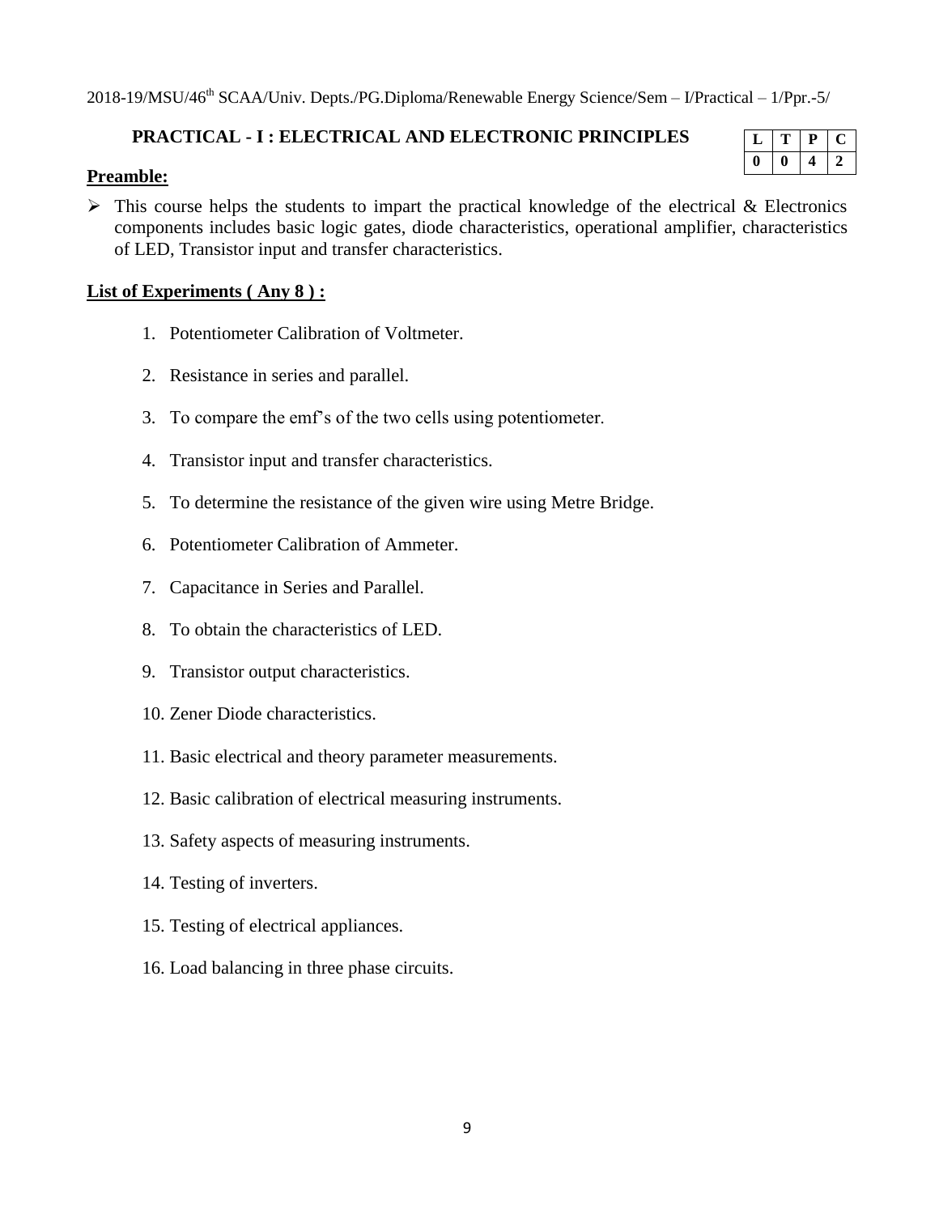## PRACTICAL - I : ELECTRICAL AND ELECTRONIC PRINCIPLES

| L | T | P | C |
|---|---|---|---|
| 0 | 0 | 4 | 2 |

**Preamble:**

- This course helps the students to impart the practical knowledge of the electrical & Electronics components includes basic logic gates, diode characteristics, operational amplifier, characteristics of LED, Transistor input and transfer characteristics.

**List of Experiments ( Any 8 ) :**

1. Potentiometer Calibration of Voltmeter.
2. Resistance in series and parallel.
3. To compare the emf's of the two cells using potentiometer.
4. Transistor input and transfer characteristics.
5. To determine the resistance of the given wire using Metre Bridge.
6. Potentiometer Calibration of Ammeter.
7. Capacitance in Series and Parallel.
8. To obtain the characteristics of LED.
9. Transistor output characteristics.
10. Zener Diode characteristics.
11. Basic electrical and theory parameter measurements.
12. Basic calibration of electrical measuring instruments.
13. Safety aspects of measuring instruments.
14. Testing of inverters.
15. Testing of electrical appliances.
16. Load balancing in three phase circuits.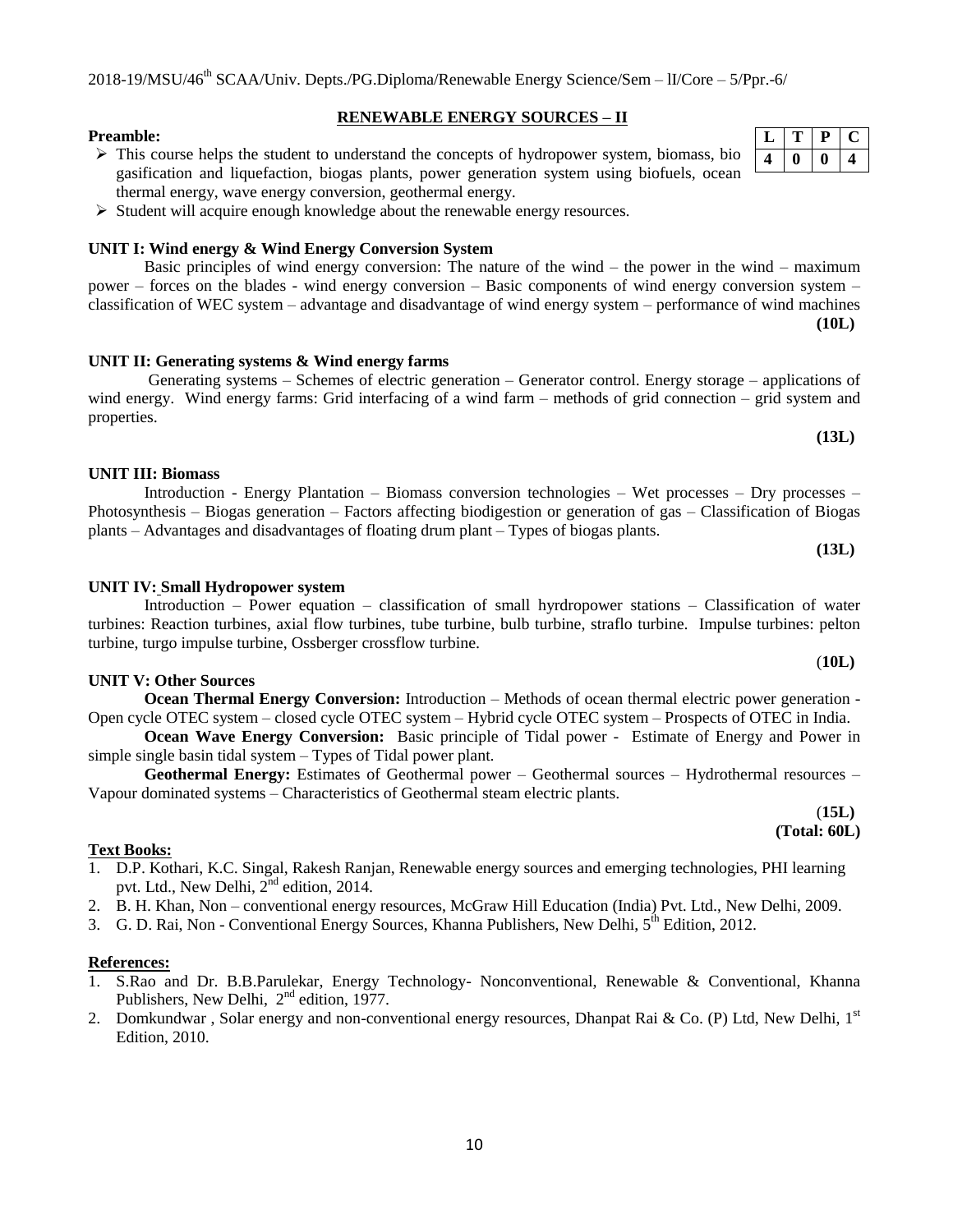2018-19/MSU/46th SCAA/Univ. Depts./PG.Diploma/Renewable Energy Science/Sem – II/Core – 5/Ppr.-6/

## RENEWABLE ENERGY SOURCES – II

| L | T | P | C |
|---|---|---|---|
| 4 | 0 | 0 | 4 |

**Preamble:**

- This course helps the student to understand the concepts of hydropower system, biomass, bio gasification and liquefaction, biogas plants, power generation system using biofuels, ocean thermal energy, wave energy conversion, geothermal energy.
- Student will acquire enough knowledge about the renewable energy resources.

**UNIT I: Wind energy & Wind Energy Conversion System**

Basic principles of wind energy conversion: The nature of the wind – the power in the wind – maximum power – forces on the blades - wind energy conversion – Basic components of wind energy conversion system – classification of WEC system – advantage and disadvantage of wind energy system – performance of wind machines **(10L)**

**UNIT II: Generating systems & Wind energy farms**

Generating systems – Schemes of electric generation – Generator control. Energy storage – applications of wind energy. Wind energy farms: Grid interfacing of a wind farm – methods of grid connection – grid system and properties.

**(13L)**

**UNIT III: Biomass**

Introduction - Energy Plantation – Biomass conversion technologies – Wet processes – Dry processes – Photosynthesis – Biogas generation – Factors affecting biodigestion or generation of gas – Classification of Biogas plants – Advantages and disadvantages of floating drum plant – Types of biogas plants.

**(13L)**

**UNIT IV: Small Hydropower system**

Introduction – Power equation – classification of small hyrdropower stations – Classification of water turbines: Reaction turbines, axial flow turbines, tube turbine, bulb turbine, straflo turbine. Impulse turbines: pelton turbine, turgo impulse turbine, Ossberger crossflow turbine.

(**10L)**

**UNIT V: Other Sources**

**Ocean Thermal Energy Conversion:** Introduction – Methods of ocean thermal electric power generation - Open cycle OTEC system – closed cycle OTEC system – Hybrid cycle OTEC system – Prospects of OTEC in India.

**Ocean Wave Energy Conversion:** Basic principle of Tidal power - Estimate of Energy and Power in simple single basin tidal system – Types of Tidal power plant.

**Geothermal Energy:** Estimates of Geothermal power – Geothermal sources – Hydrothermal resources – Vapour dominated systems – Characteristics of Geothermal steam electric plants.

(**15L)**
**(Total: 60L)**

**Text Books:**

1. D.P. Kothari, K.C. Singal, Rakesh Ranjan, Renewable energy sources and emerging technologies, PHI learning pvt. Ltd., New Delhi, 2nd edition, 2014.
2. B. H. Khan, Non – conventional energy resources, McGraw Hill Education (India) Pvt. Ltd., New Delhi, 2009.
3. G. D. Rai, Non - Conventional Energy Sources, Khanna Publishers, New Delhi, 5th Edition, 2012.

**References:**

1. S.Rao and Dr. B.B.Parulekar, Energy Technology- Nonconventional, Renewable & Conventional, Khanna Publishers, New Delhi, 2nd edition, 1977.
2. Domkundwar , Solar energy and non-conventional energy resources, Dhanpat Rai & Co. (P) Ltd, New Delhi, 1st Edition, 2010.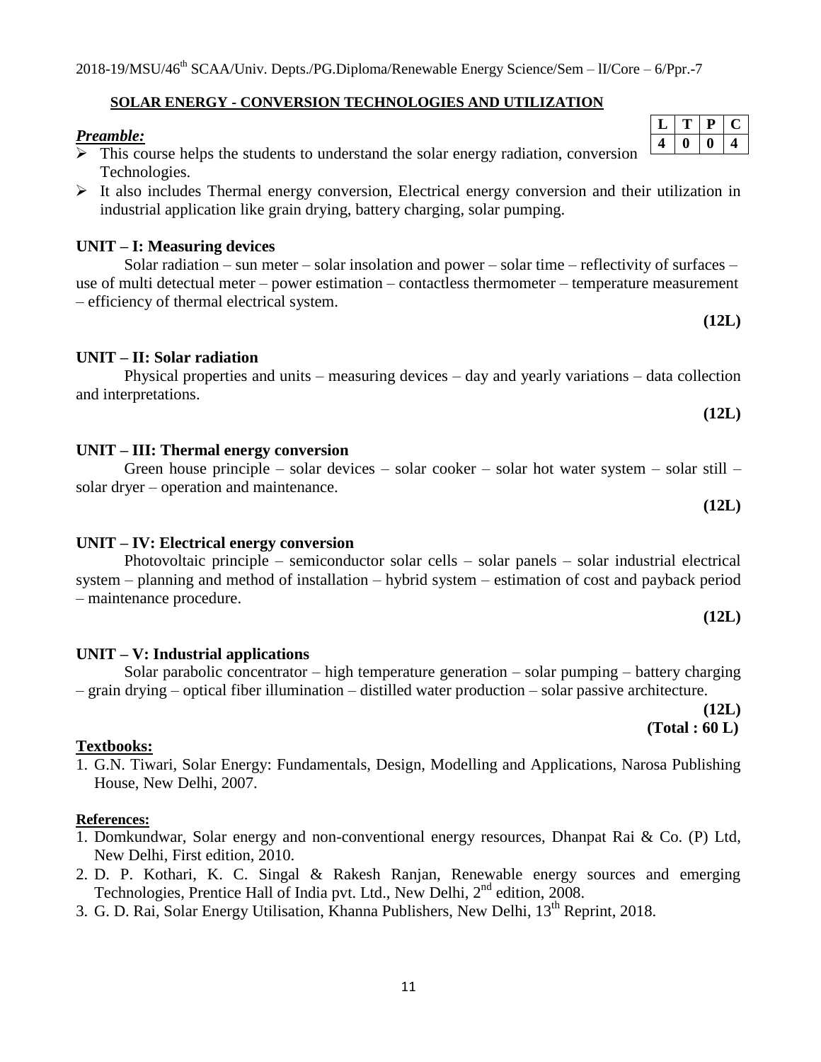2018-19/MSU/46th SCAA/Univ. Depts./PG.Diploma/Renewable Energy Science/Sem – lI/Core – 6/Ppr.-7

## SOLAR ENERGY - CONVERSION TECHNOLOGIES AND UTILIZATION

| L | T | P | C |
|---|---|---|---|
| 4 | 0 | 0 | 4 |

***Preamble:***

- This course helps the students to understand the solar energy radiation, conversion Technologies.
- It also includes Thermal energy conversion, Electrical energy conversion and their utilization in industrial application like grain drying, battery charging, solar pumping.

### UNIT – I: Measuring devices

Solar radiation – sun meter – solar insolation and power – solar time – reflectivity of surfaces – use of multi detectual meter – power estimation – contactless thermometer – temperature measurement – efficiency of thermal electrical system.

**(12L)**

### UNIT – II: Solar radiation

Physical properties and units – measuring devices – day and yearly variations – data collection and interpretations.

**(12L)**

### UNIT – III: Thermal energy conversion

Green house principle – solar devices – solar cooker – solar hot water system – solar still – solar dryer – operation and maintenance.

**(12L)**

### UNIT – IV: Electrical energy conversion

Photovoltaic principle – semiconductor solar cells – solar panels – solar industrial electrical system – planning and method of installation – hybrid system – estimation of cost and payback period – maintenance procedure.

**(12L)**

### UNIT – V: Industrial applications

Solar parabolic concentrator – high temperature generation – solar pumping – battery charging – grain drying – optical fiber illumination – distilled water production – solar passive architecture.

**(12L)**

**(Total : 60 L)**

### Textbooks:

1. G.N. Tiwari, Solar Energy: Fundamentals, Design, Modelling and Applications, Narosa Publishing House, New Delhi, 2007.

### References:

1. Domkundwar, Solar energy and non-conventional energy resources, Dhanpat Rai & Co. (P) Ltd, New Delhi, First edition, 2010.
2. D. P. Kothari, K. C. Singal & Rakesh Ranjan, Renewable energy sources and emerging Technologies, Prentice Hall of India pvt. Ltd., New Delhi, 2nd edition, 2008.
3. G. D. Rai, Solar Energy Utilisation, Khanna Publishers, New Delhi, 13th Reprint, 2018.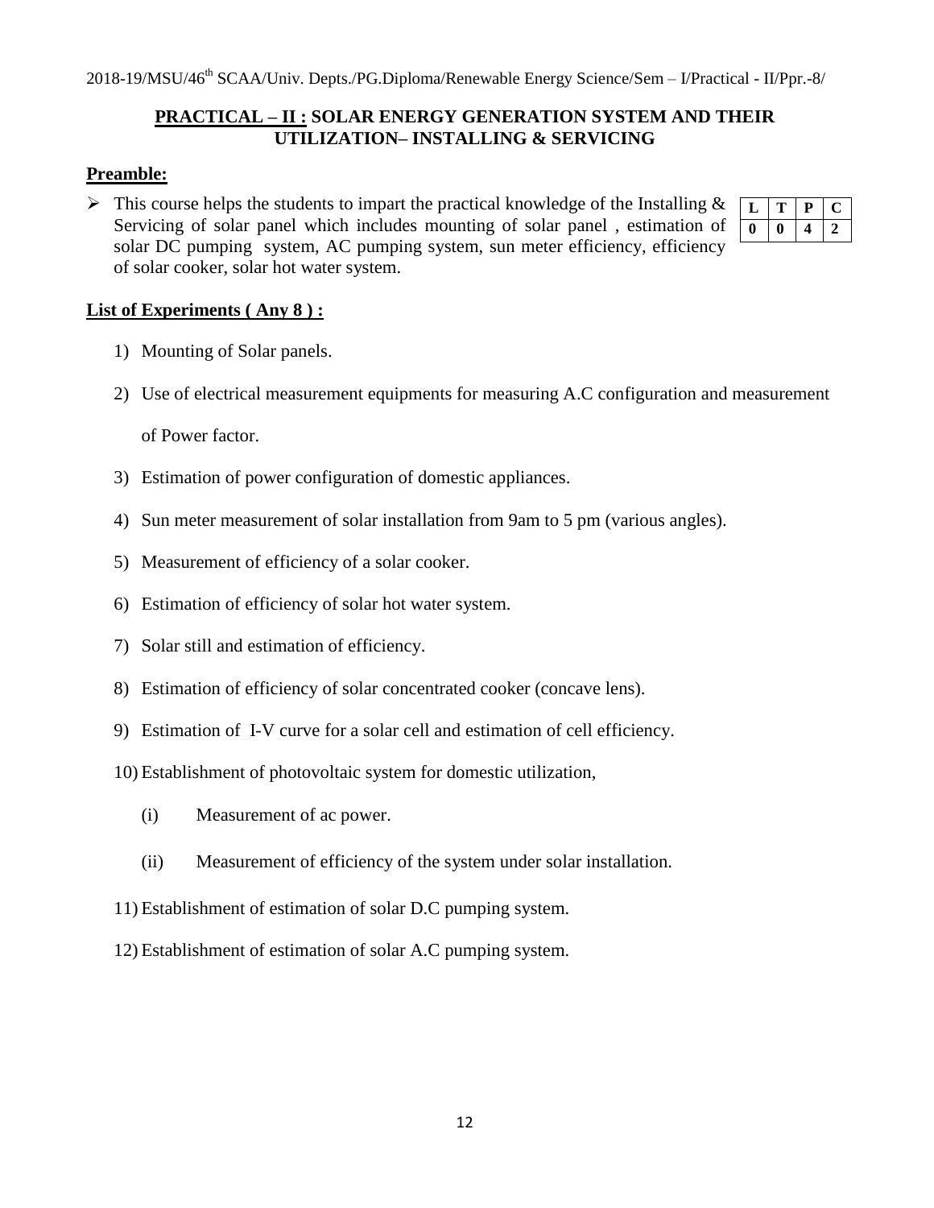## PRACTICAL – II : SOLAR ENERGY GENERATION SYSTEM AND THEIR UTILIZATION– INSTALLING & SERVICING

**Preamble:**

| L | T | P | C |
|---|---|---|---|
| 0 | 0 | 4 | 2 |

- This course helps the students to impart the practical knowledge of the Installing & Servicing of solar panel which includes mounting of solar panel , estimation of solar DC pumping system, AC pumping system, sun meter efficiency, efficiency of solar cooker, solar hot water system.

**List of Experiments ( Any 8 ) :**

1) Mounting of Solar panels.
2) Use of electrical measurement equipments for measuring A.C configuration and measurement of Power factor.
3) Estimation of power configuration of domestic appliances.
4) Sun meter measurement of solar installation from 9am to 5 pm (various angles).
5) Measurement of efficiency of a solar cooker.
6) Estimation of efficiency of solar hot water system.
7) Solar still and estimation of efficiency.
8) Estimation of efficiency of solar concentrated cooker (concave lens).
9) Estimation of I-V curve for a solar cell and estimation of cell efficiency.
10) Establishment of photovoltaic system for domestic utilization,
    (i) Measurement of ac power.
    (ii) Measurement of efficiency of the system under solar installation.
11) Establishment of estimation of solar D.C pumping system.
12) Establishment of estimation of solar A.C pumping system.